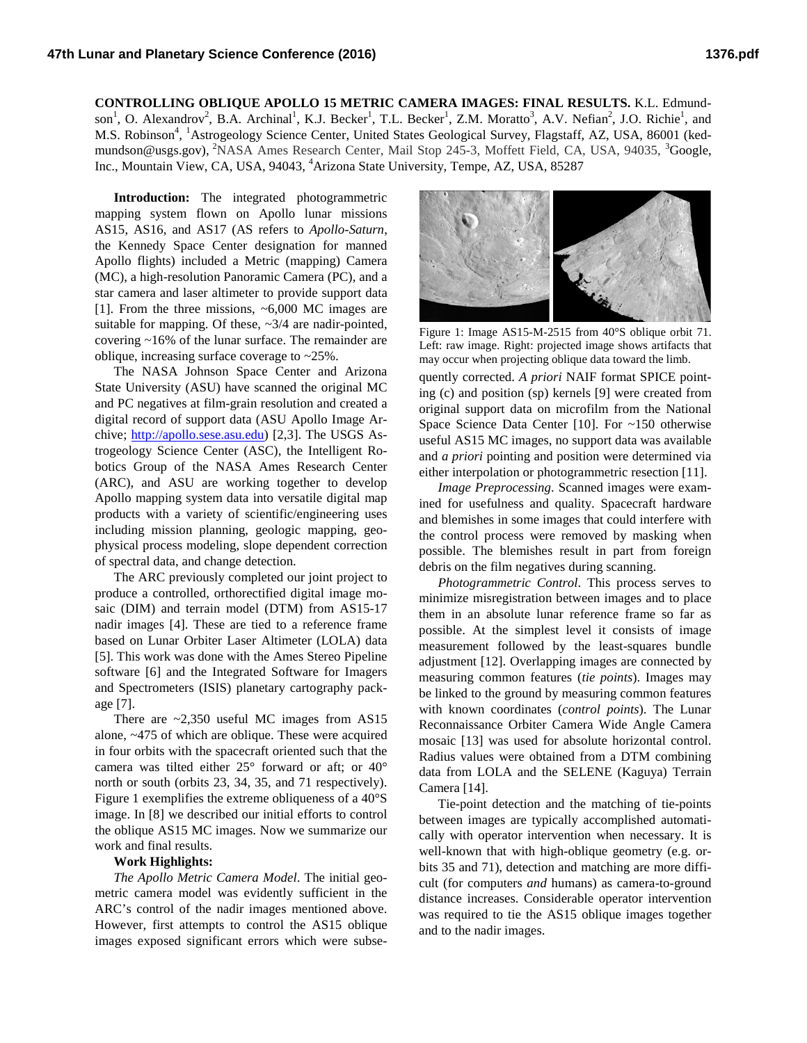# CONTROLLING OBLIQUE APOLLO 15 METRIC CAMERA IMAGES: FINAL RESULTS.

K.L. Edmundson[1], O. Alexandrov[2], B.A. Archinal[1], K.J. Becker[1], T.L. Becker[1], Z.M. Moratto[3], A.V. Nefian[2], J.O. Richie[1], and M.S. Robinson[4], [1]Astrogeology Science Center, United States Geological Survey, Flagstaff, AZ, USA, 86001 (kedmundson@usgs.gov), [2]NASA Ames Research Center, Mail Stop 245-3, Moffett Field, CA, USA, 94035, [3]Google, Inc., Mountain View, CA, USA, 94043, [4]Arizona State University, Tempe, AZ, USA, 85287

**Introduction:** The integrated photogrammetric mapping system flown on Apollo lunar missions AS15, AS16, and AS17 (AS refers to *Apollo-Saturn*, the Kennedy Space Center designation for manned Apollo flights) included a Metric (mapping) Camera (MC), a high-resolution Panoramic Camera (PC), and a star camera and laser altimeter to provide support data [1]. From the three missions, ~6,000 MC images are suitable for mapping. Of these, ~3/4 are nadir-pointed, covering ~16% of the lunar surface. The remainder are oblique, increasing surface coverage to ~25%.

The NASA Johnson Space Center and Arizona State University (ASU) have scanned the original MC and PC negatives at film-grain resolution and created a digital record of support data (ASU Apollo Image Archive; http://apollo.sese.asu.edu) [2,3]. The USGS Astrogeology Science Center (ASC), the Intelligent Robotics Group of the NASA Ames Research Center (ARC), and ASU are working together to develop Apollo mapping system data into versatile digital map products with a variety of scientific/engineering uses including mission planning, geologic mapping, geophysical process modeling, slope dependent correction of spectral data, and change detection.

The ARC previously completed our joint project to produce a controlled, orthorectified digital image mosaic (DIM) and terrain model (DTM) from AS15-17 nadir images [4]. These are tied to a reference frame based on Lunar Orbiter Laser Altimeter (LOLA) data [5]. This work was done with the Ames Stereo Pipeline software [6] and the Integrated Software for Imagers and Spectrometers (ISIS) planetary cartography package [7].

There are ~2,350 useful MC images from AS15 alone, ~475 of which are oblique. These were acquired in four orbits with the spacecraft oriented such that the camera was tilted either 25° forward or aft; or 40° north or south (orbits 23, 34, 35, and 71 respectively). Figure 1 exemplifies the extreme obliqueness of a 40°S image. In [8] we described our initial efforts to control the oblique AS15 MC images. Now we summarize our work and final results.

**Work Highlights:**

*The Apollo Metric Camera Model*. The initial geometric camera model was evidently sufficient in the ARC's control of the nadir images mentioned above. However, first attempts to control the AS15 oblique images exposed significant errors which were subsequently corrected. *A priori* NAIF format SPICE pointing (c) and position (sp) kernels [9] were created from original support data on microfilm from the National Space Science Data Center [10]. For ~150 otherwise useful AS15 MC images, no support data was available and *a priori* pointing and position were determined via either interpolation or photogrammetric resection [11].

Figure 1: Image AS15-M-2515 from 40°S oblique orbit 71. Left: raw image. Right: projected image shows artifacts that may occur when projecting oblique data toward the limb.

*Image Preprocessing*. Scanned images were examined for usefulness and quality. Spacecraft hardware and blemishes in some images that could interfere with the control process were removed by masking when possible. The blemishes result in part from foreign debris on the film negatives during scanning.

*Photogrammetric Control*. This process serves to minimize misregistration between images and to place them in an absolute lunar reference frame so far as possible. At the simplest level it consists of image measurement followed by the least-squares bundle adjustment [12]. Overlapping images are connected by measuring common features (*tie points*). Images may be linked to the ground by measuring common features with known coordinates (*control points*). The Lunar Reconnaissance Orbiter Camera Wide Angle Camera mosaic [13] was used for absolute horizontal control. Radius values were obtained from a DTM combining data from LOLA and the SELENE (Kaguya) Terrain Camera [14].

Tie-point detection and the matching of tie-points between images are typically accomplished automatically with operator intervention when necessary. It is well-known that with high-oblique geometry (e.g. orbits 35 and 71), detection and matching are more difficult (for computers *and* humans) as camera-to-ground distance increases. Considerable operator intervention was required to tie the AS15 oblique images together and to the nadir images.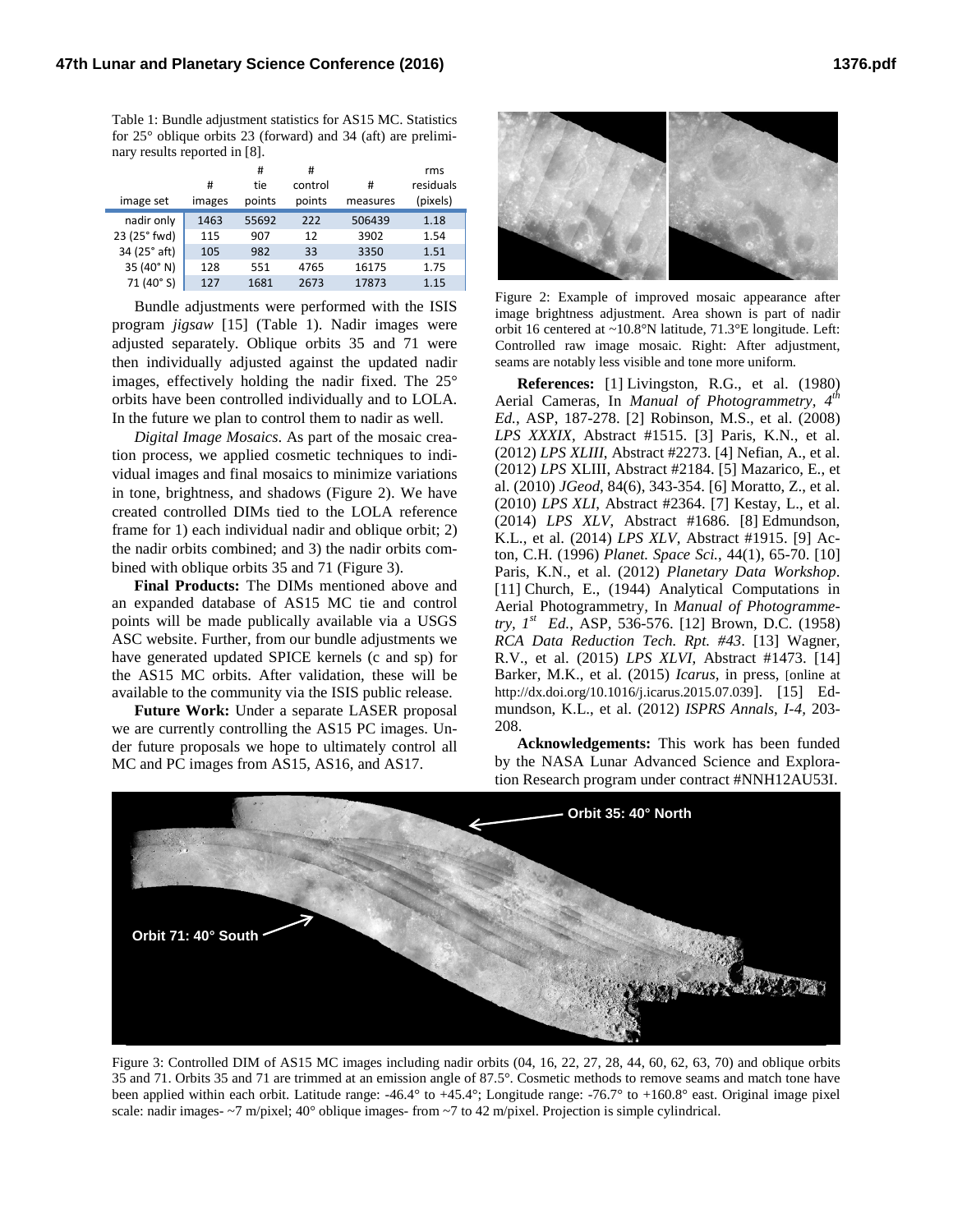Table 1: Bundle adjustment statistics for AS15 MC. Statistics for 25° oblique orbits 23 (forward) and 34 (aft) are preliminary results reported in [8].

| image set | # images | # tie points | # control points | # measures | rms residuals (pixels) |
|---|---|---|---|---|---|
| nadir only | 1463 | 55692 | 222 | 506439 | 1.18 |
| 23 (25° fwd) | 115 | 907 | 12 | 3902 | 1.54 |
| 34 (25° aft) | 105 | 982 | 33 | 3350 | 1.51 |
| 35 (40° N) | 128 | 551 | 4765 | 16175 | 1.75 |
| 71 (40° S) | 127 | 1681 | 2673 | 17873 | 1.15 |

Bundle adjustments were performed with the ISIS program *jigsaw* [15] (Table 1). Nadir images were adjusted separately. Oblique orbits 35 and 71 were then individually adjusted against the updated nadir images, effectively holding the nadir fixed. The 25° orbits have been controlled individually and to LOLA. In the future we plan to control them to nadir as well.

*Digital Image Mosaics*. As part of the mosaic creation process, we applied cosmetic techniques to individual images and final mosaics to minimize variations in tone, brightness, and shadows (Figure 2). We have created controlled DIMs tied to the LOLA reference frame for 1) each individual nadir and oblique orbit; 2) the nadir orbits combined; and 3) the nadir orbits combined with oblique orbits 35 and 71 (Figure 3).

**Final Products:** The DIMs mentioned above and an expanded database of AS15 MC tie and control points will be made publically available via a USGS ASC website. Further, from our bundle adjustments we have generated updated SPICE kernels (c and sp) for the AS15 MC orbits. After validation, these will be available to the community via the ISIS public release.

**Future Work:** Under a separate LASER proposal we are currently controlling the AS15 PC images. Under future proposals we hope to ultimately control all MC and PC images from AS15, AS16, and AS17.

Figure 2: Example of improved mosaic appearance after image brightness adjustment. Area shown is part of nadir orbit 16 centered at ~10.8°N latitude, 71.3°E longitude. Left: Controlled raw image mosaic. Right: After adjustment, seams are notably less visible and tone more uniform.

**References:** [1] Livingston, R.G., et al. (1980) Aerial Cameras, In *Manual of Photogrammetry, 4th Ed.*, ASP, 187-278. [2] Robinson, M.S., et al. (2008) *LPS XXXIX*, Abstract #1515. [3] Paris, K.N., et al. (2012) *LPS XLIII*, Abstract #2273. [4] Nefian, A., et al. (2012) *LPS* XLIII, Abstract #2184. [5] Mazarico, E., et al. (2010) *JGeod*, 84(6), 343-354. [6] Moratto, Z., et al. (2010) *LPS XLI*, Abstract #2364. [7] Kestay, L., et al. (2014) *LPS XLV*, Abstract #1686. [8] Edmundson, K.L., et al. (2014) *LPS XLV*, Abstract #1915. [9] Acton, C.H. (1996) *Planet. Space Sci.*, 44(1), 65-70. [10] Paris, K.N., et al. (2012) *Planetary Data Workshop*. [11] Church, E., (1944) Analytical Computations in Aerial Photogrammetry, In *Manual of Photogrammetry, 1st Ed.*, ASP, 536-576. [12] Brown, D.C. (1958) *RCA Data Reduction Tech. Rpt. #43*. [13] Wagner, R.V., et al. (2015) *LPS XLVI*, Abstract #1473. [14] Barker, M.K., et al. (2015) *Icarus*, in press, [online at http://dx.doi.org/10.1016/j.icarus.2015.07.039]. [15] Edmundson, K.L., et al. (2012) *ISPRS Annals, I-4*, 203-208.

**Acknowledgements:** This work has been funded by the NASA Lunar Advanced Science and Exploration Research program under contract #NNH12AU53I.

Orbit 35: 40° North

Orbit 71: 40° South

Figure 3: Controlled DIM of AS15 MC images including nadir orbits (04, 16, 22, 27, 28, 44, 60, 62, 63, 70) and oblique orbits 35 and 71. Orbits 35 and 71 are trimmed at an emission angle of 87.5°. Cosmetic methods to remove seams and match tone have been applied within each orbit. Latitude range: -46.4° to +45.4°; Longitude range: -76.7° to +160.8° east. Original image pixel scale: nadir images- ~7 m/pixel; 40° oblique images- from ~7 to 42 m/pixel. Projection is simple cylindrical.